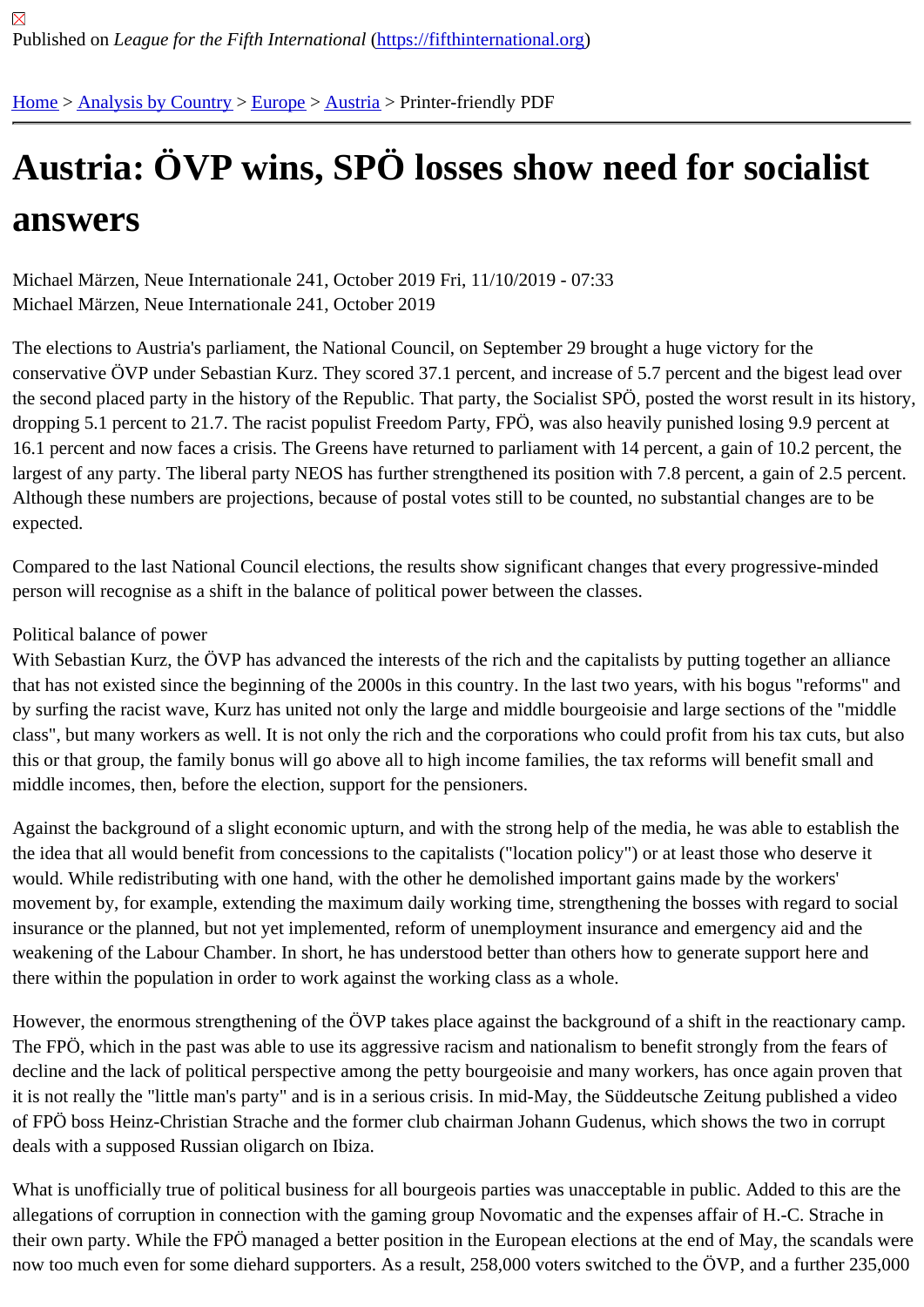Published on *League for the Fifth International* (https://fifthinternational.org)

Home > Analysis by Country > Europe > Austria > Printer-friendly PDF

# Austria: ÖVP wins, SPÖ losses show need for socialist answers

Michael Märzen, Neue Internationale 241, October 2019 Fri, 11/10/2019 - 07:33
Michael Märzen, Neue Internationale 241, October 2019

The elections to Austria's parliament, the National Council, on September 29 brought a huge victory for the conservative ÖVP under Sebastian Kurz. They scored 37.1 percent, and increase of 5.7 percent and the bigest lead over the second placed party in the history of the Republic. That party, the Socialist SPÖ, posted the worst result in its history, dropping 5.1 percent to 21.7. The racist populist Freedom Party, FPÖ, was also heavily punished losing 9.9 percent at 16.1 percent and now faces a crisis. The Greens have returned to parliament with 14 percent, a gain of 10.2 percent, the largest of any party. The liberal party NEOS has further strengthened its position with 7.8 percent, a gain of 2.5 percent. Although these numbers are projections, because of postal votes still to be counted, no substantial changes are to be expected.

Compared to the last National Council elections, the results show significant changes that every progressive-minded person will recognise as a shift in the balance of political power between the classes.

## Political balance of power

With Sebastian Kurz, the ÖVP has advanced the interests of the rich and the capitalists by putting together an alliance that has not existed since the beginning of the 2000s in this country. In the last two years, with his bogus "reforms" and by surfing the racist wave, Kurz has united not only the large and middle bourgeoisie and large sections of the "middle class", but many workers as well. It is not only the rich and the corporations who could profit from his tax cuts, but also this or that group, the family bonus will go above all to high income families, the tax reforms will benefit small and middle incomes, then, before the election, support for the pensioners.

Against the background of a slight economic upturn, and with the strong help of the media, he was able to establish the the idea that all would benefit from concessions to the capitalists ("location policy") or at least those who deserve it would. While redistributing with one hand, with the other he demolished important gains made by the workers' movement by, for example, extending the maximum daily working time, strengthening the bosses with regard to social insurance or the planned, but not yet implemented, reform of unemployment insurance and emergency aid and the weakening of the Labour Chamber. In short, he has understood better than others how to generate support here and there within the population in order to work against the working class as a whole.

However, the enormous strengthening of the ÖVP takes place against the background of a shift in the reactionary camp. The FPÖ, which in the past was able to use its aggressive racism and nationalism to benefit strongly from the fears of decline and the lack of political perspective among the petty bourgeoisie and many workers, has once again proven that it is not really the "little man's party" and is in a serious crisis. In mid-May, the Süddeutsche Zeitung published a video of FPÖ boss Heinz-Christian Strache and the former club chairman Johann Gudenus, which shows the two in corrupt deals with a supposed Russian oligarch on Ibiza.

What is unofficially true of political business for all bourgeois parties was unacceptable in public. Added to this are the allegations of corruption in connection with the gaming group Novomatic and the expenses affair of H.-C. Strache in their own party. While the FPÖ managed a better position in the European elections at the end of May, the scandals were now too much even for some diehard supporters. As a result, 258,000 voters switched to the ÖVP, and a further 235,000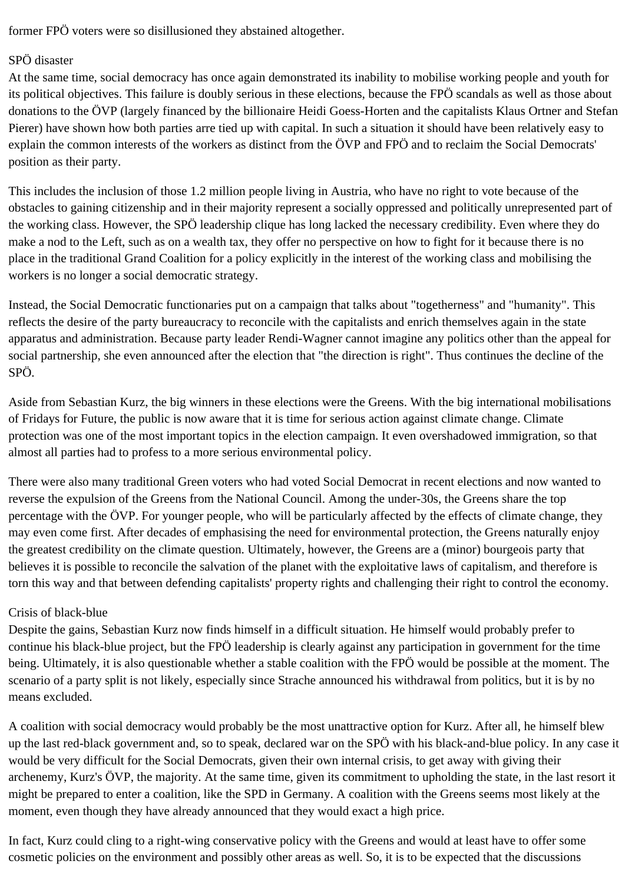former FPÖ voters were so disillusioned they abstained altogether.

## SPÖ disaster

At the same time, social democracy has once again demonstrated its inability to mobilise working people and youth for its political objectives. This failure is doubly serious in these elections, because the FPÖ scandals as well as those about donations to the ÖVP (largely financed by the billionaire Heidi Goess-Horten and the capitalists Klaus Ortner and Stefan Pierer) have shown how both parties arre tied up with capital. In such a situation it should have been relatively easy to explain the common interests of the workers as distinct from the ÖVP and FPÖ and to reclaim the Social Democrats' position as their party.

This includes the inclusion of those 1.2 million people living in Austria, who have no right to vote because of the obstacles to gaining citizenship and in their majority represent a socially oppressed and politically unrepresented part of the working class. However, the SPÖ leadership clique has long lacked the necessary credibility. Even where they do make a nod to the Left, such as on a wealth tax, they offer no perspective on how to fight for it because there is no place in the traditional Grand Coalition for a policy explicitly in the interest of the working class and mobilising the workers is no longer a social democratic strategy.

Instead, the Social Democratic functionaries put on a campaign that talks about "togetherness" and "humanity". This reflects the desire of the party bureaucracy to reconcile with the capitalists and enrich themselves again in the state apparatus and administration. Because party leader Rendi-Wagner cannot imagine any politics other than the appeal for social partnership, she even announced after the election that "the direction is right". Thus continues the decline of the SPÖ.

Aside from Sebastian Kurz, the big winners in these elections were the Greens. With the big international mobilisations of Fridays for Future, the public is now aware that it is time for serious action against climate change. Climate protection was one of the most important topics in the election campaign. It even overshadowed immigration, so that almost all parties had to profess to a more serious environmental policy.

There were also many traditional Green voters who had voted Social Democrat in recent elections and now wanted to reverse the expulsion of the Greens from the National Council. Among the under-30s, the Greens share the top percentage with the ÖVP. For younger people, who will be particularly affected by the effects of climate change, they may even come first. After decades of emphasising the need for environmental protection, the Greens naturally enjoy the greatest credibility on the climate question. Ultimately, however, the Greens are a (minor) bourgeois party that believes it is possible to reconcile the salvation of the planet with the exploitative laws of capitalism, and therefore is torn this way and that between defending capitalists' property rights and challenging their right to control the economy.

## Crisis of black-blue

Despite the gains, Sebastian Kurz now finds himself in a difficult situation. He himself would probably prefer to continue his black-blue project, but the FPÖ leadership is clearly against any participation in government for the time being. Ultimately, it is also questionable whether a stable coalition with the FPÖ would be possible at the moment. The scenario of a party split is not likely, especially since Strache announced his withdrawal from politics, but it is by no means excluded.

A coalition with social democracy would probably be the most unattractive option for Kurz. After all, he himself blew up the last red-black government and, so to speak, declared war on the SPÖ with his black-and-blue policy. In any case it would be very difficult for the Social Democrats, given their own internal crisis, to get away with giving their archenemy, Kurz's ÖVP, the majority. At the same time, given its commitment to upholding the state, in the last resort it might be prepared to enter a coalition, like the SPD in Germany. A coalition with the Greens seems most likely at the moment, even though they have already announced that they would exact a high price.

In fact, Kurz could cling to a right-wing conservative policy with the Greens and would at least have to offer some cosmetic policies on the environment and possibly other areas as well. So, it is to be expected that the discussions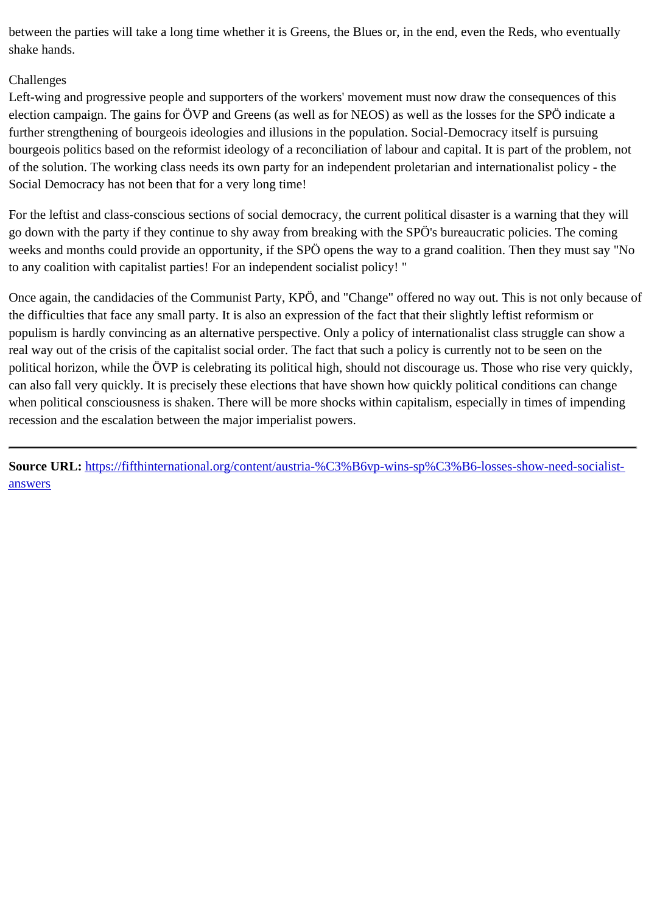between the parties will take a long time whether it is Greens, the Blues or, in the end, even the Reds, who eventually shake hands.

## Challenges

Left-wing and progressive people and supporters of the workers' movement must now draw the consequences of this election campaign. The gains for ÖVP and Greens (as well as for NEOS) as well as the losses for the SPÖ indicate a further strengthening of bourgeois ideologies and illusions in the population. Social-Democracy itself is pursuing bourgeois politics based on the reformist ideology of a reconciliation of labour and capital. It is part of the problem, not of the solution. The working class needs its own party for an independent proletarian and internationalist policy - the Social Democracy has not been that for a very long time!

For the leftist and class-conscious sections of social democracy, the current political disaster is a warning that they will go down with the party if they continue to shy away from breaking with the SPÖ's bureaucratic policies. The coming weeks and months could provide an opportunity, if the SPÖ opens the way to a grand coalition. Then they must say "No to any coalition with capitalist parties! For an independent socialist policy! "

Once again, the candidacies of the Communist Party, KPÖ, and "Change" offered no way out. This is not only because of the difficulties that face any small party. It is also an expression of the fact that their slightly leftist reformism or populism is hardly convincing as an alternative perspective. Only a policy of internationalist class struggle can show a real way out of the crisis of the capitalist social order. The fact that such a policy is currently not to be seen on the political horizon, while the ÖVP is celebrating its political high, should not discourage us. Those who rise very quickly, can also fall very quickly. It is precisely these elections that have shown how quickly political conditions can change when political consciousness is shaken. There will be more shocks within capitalism, especially in times of impending recession and the escalation between the major imperialist powers.

---

**Source URL:** https://fifthinternational.org/content/austria-%C3%B6vp-wins-sp%C3%B6-losses-show-need-socialist-answers